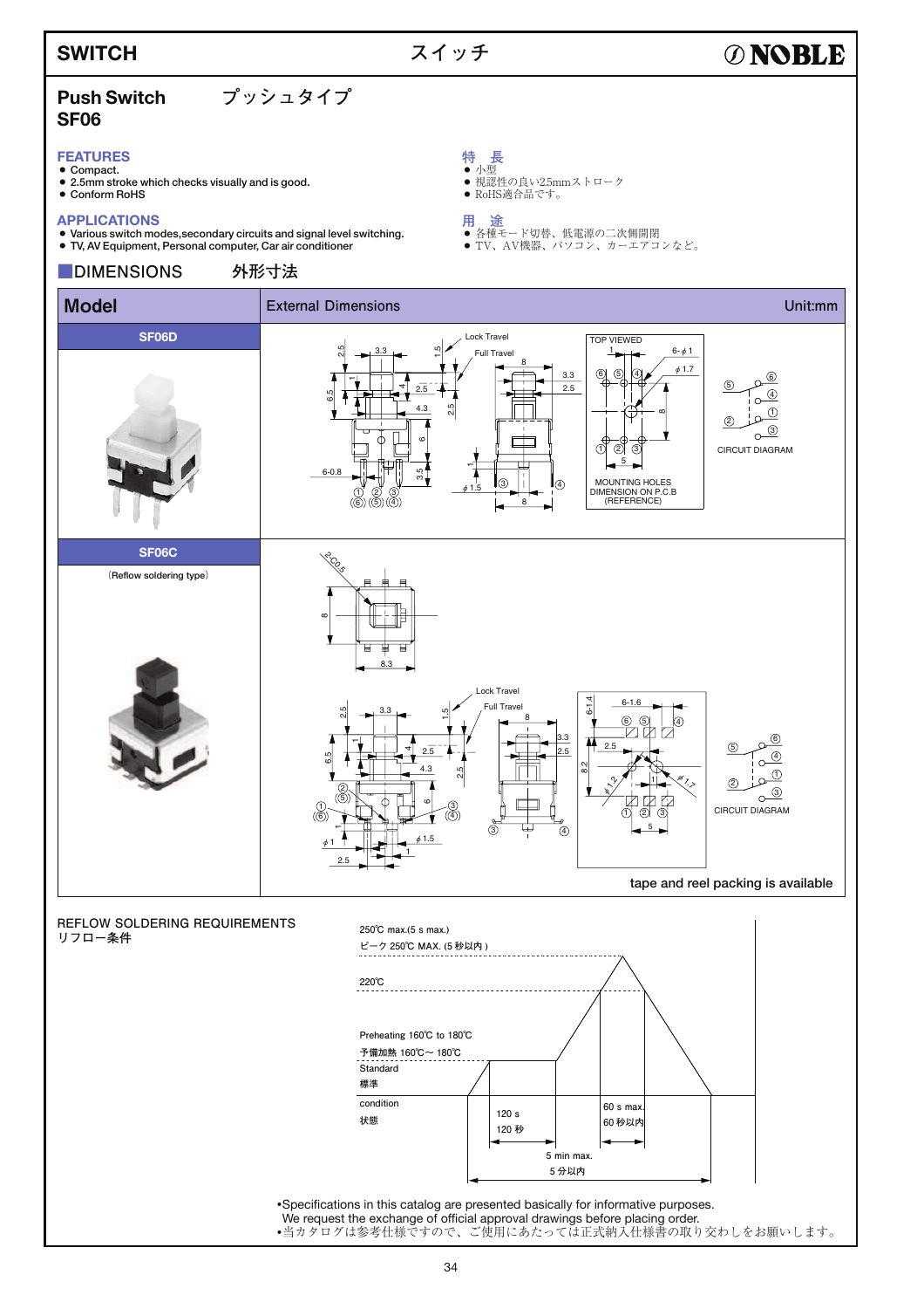# SWITCH スイッチ

NOBLE

## Push Switch SF06

プッシュタイプ

### FEATURES

- Compact.
- 2.5mm stroke which checks visually and is good.
- Conform RoHS

### 特　長

- 小型
- 視認性の良い2.5mmストローク
- RoHS適合品です。

### APPLICATIONS

- Various switch modes,secondary circuits and signal level switching.
- TV, AV Equipment, Personal computer, Car air conditioner

### 用　途

- 各種モード切替、低電源の二次側開閉
- TV、AV機器、パソコン、カーエアコンなど。

## DIMENSIONS 外形寸法

| Model | External Dimensions Unit:mm |
|---|---|
| SF06D | Lock Travel / Full Travel / TOP VIEWED / MOUNTING HOLES DIMENSION ON P.C.B (REFERENCE) / CIRCUIT DIAGRAM |
| SF06C (Reflow soldering type) | Lock Travel / Full Travel / CIRCUIT DIAGRAM / tape and reel packing is available |

## REFLOW SOLDERING REQUIREMENTS リフロー条件

- 250℃ max.(5 s max.) ピーク 250℃ MAX. (5 秒以内)
- 220℃
- Preheating 160℃ to 180℃ 予備加熱 160℃～180℃
- Standard condition 標準状態
- 120 s 120 秒
- 60 s max. 60 秒以内
- 5 min max. 5 分以内

•Specifications in this catalog are presented basically for informative purposes. We request the exchange of official approval drawings before placing order.
•当カタログは参考仕様ですので、ご使用にあたっては正式納入仕様書の取り交わしをお願いします。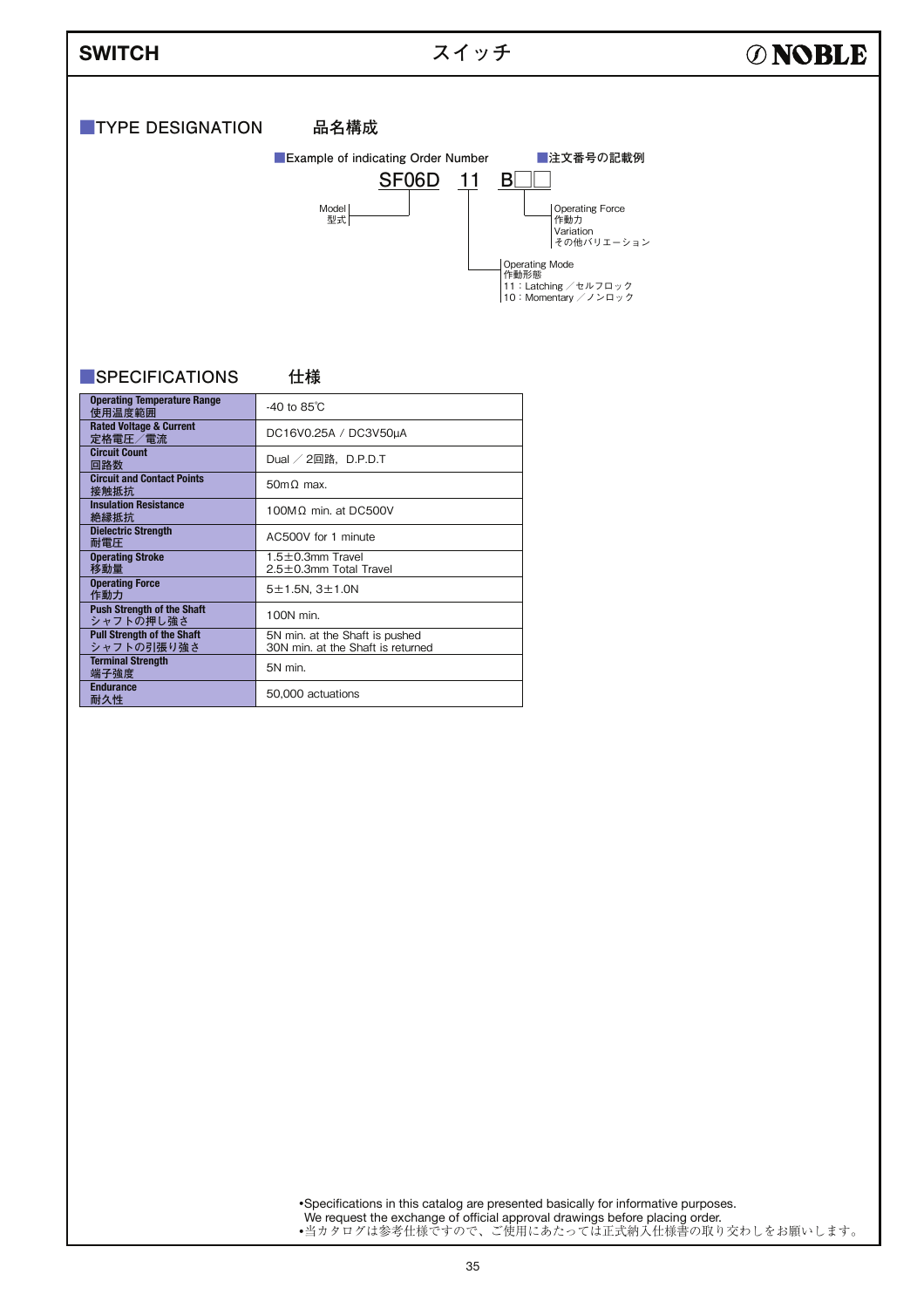## TYPE DESIGNATION 品名構成

■Example of indicating Order Number ■注文番号の記載例

SF06D 11 B□□

- Model 型式: SF06D
- Operating Mode 作動形態: 11
  - 11：Latching／セルフロック
  - 10：Momentary／ノンロック
- Operating Force 作動力 / Variation その他バリエーション: B□□

## SPECIFICATIONS 仕様

| | |
|---|---|
| **Operating Temperature Range** 使用温度範囲 | -40 to 85℃ |
| **Rated Voltage & Current** 定格電圧／電流 | DC16V0.25A / DC3V50µA |
| **Circuit Count** 回路数 | Dual ／2回路, D.P.D.T |
| **Circuit and Contact Points** 接触抵抗 | 50mΩ max. |
| **Insulation Resistance** 絶縁抵抗 | 100MΩ min. at DC500V |
| **Dielectric Strength** 耐電圧 | AC500V for 1 minute |
| **Operating Stroke** 移動量 | 1.5±0.3mm Travel<br>2.5±0.3mm Total Travel |
| **Operating Force** 作動力 | 5±1.5N, 3±1.0N |
| **Push Strength of the Shaft** シャフトの押し強さ | 100N min. |
| **Pull Strength of the Shaft** シャフトの引張り強さ | 5N min. at the Shaft is pushed<br>30N min. at the Shaft is returned |
| **Terminal Strength** 端子強度 | 5N min. |
| **Endurance** 耐久性 | 50,000 actuations |

•Specifications in this catalog are presented basically for informative purposes.
We request the exchange of official approval drawings before placing order.
•当カタログは参考仕様ですので、ご使用にあたっては正式納入仕様書の取り交わしをお願いします。